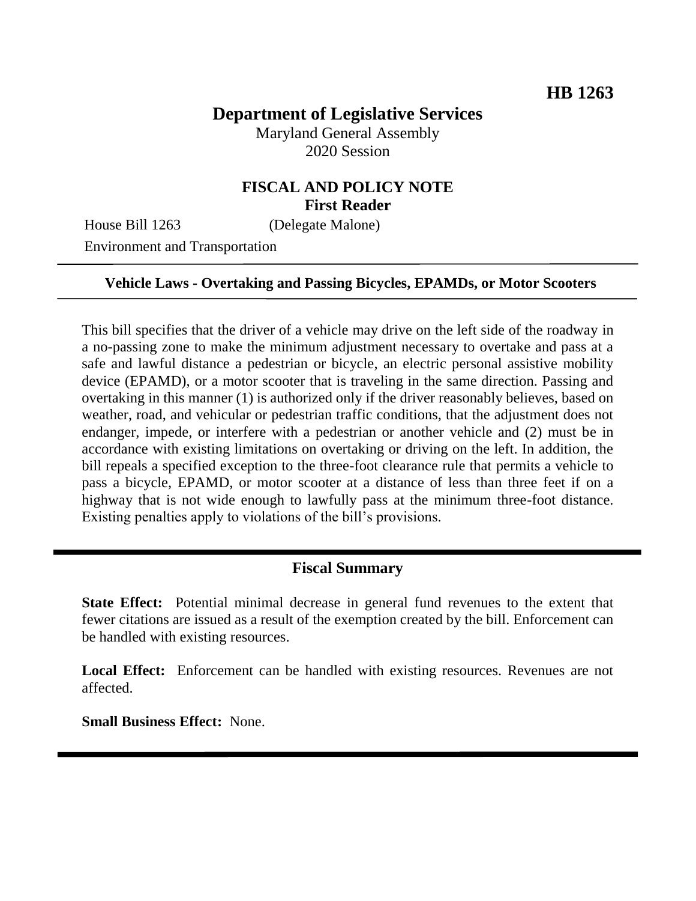**HB 1263**

# Department of Legislative Services

Maryland General Assembly
2020 Session

## FISCAL AND POLICY NOTE
**First Reader**

House Bill 1263 (Delegate Malone)
Environment and Transportation

**Vehicle Laws - Overtaking and Passing Bicycles, EPAMDs, or Motor Scooters**

This bill specifies that the driver of a vehicle may drive on the left side of the roadway in a no-passing zone to make the minimum adjustment necessary to overtake and pass at a safe and lawful distance a pedestrian or bicycle, an electric personal assistive mobility device (EPAMD), or a motor scooter that is traveling in the same direction. Passing and overtaking in this manner (1) is authorized only if the driver reasonably believes, based on weather, road, and vehicular or pedestrian traffic conditions, that the adjustment does not endanger, impede, or interfere with a pedestrian or another vehicle and (2) must be in accordance with existing limitations on overtaking or driving on the left. In addition, the bill repeals a specified exception to the three-foot clearance rule that permits a vehicle to pass a bicycle, EPAMD, or motor scooter at a distance of less than three feet if on a highway that is not wide enough to lawfully pass at the minimum three-foot distance. Existing penalties apply to violations of the bill's provisions.

## Fiscal Summary

**State Effect:** Potential minimal decrease in general fund revenues to the extent that fewer citations are issued as a result of the exemption created by the bill. Enforcement can be handled with existing resources.

**Local Effect:** Enforcement can be handled with existing resources. Revenues are not affected.

**Small Business Effect:** None.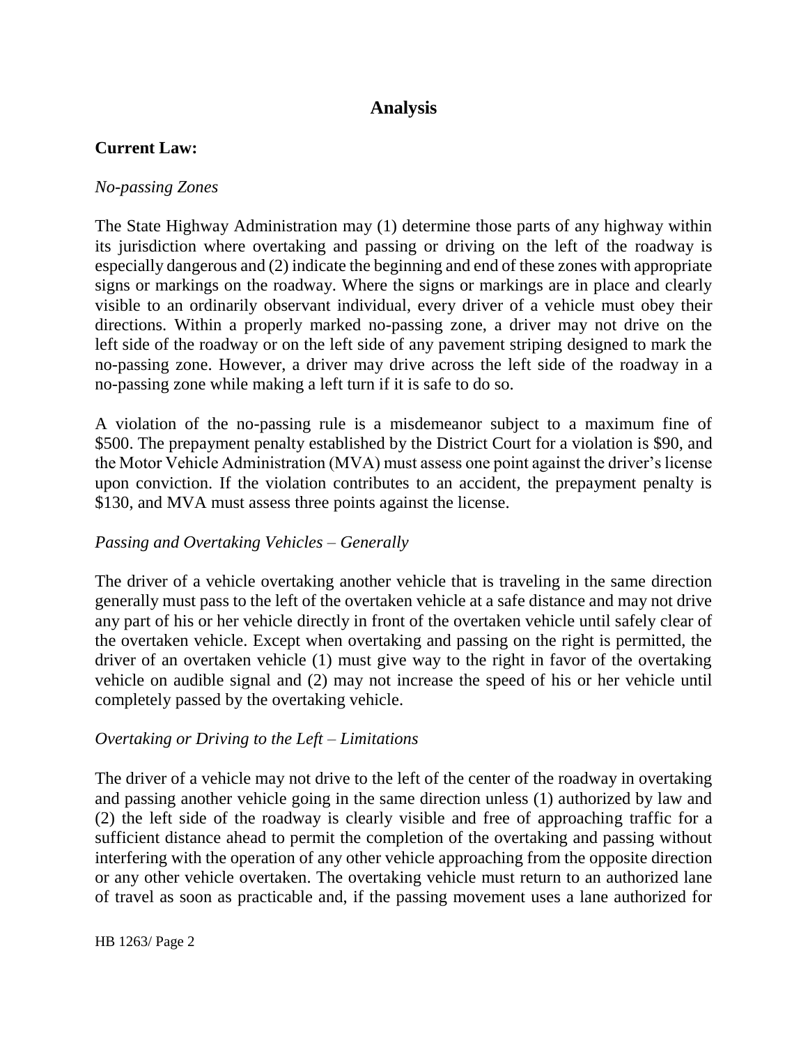# Analysis

## Current Law:

*No-passing Zones*

The State Highway Administration may (1) determine those parts of any highway within its jurisdiction where overtaking and passing or driving on the left of the roadway is especially dangerous and (2) indicate the beginning and end of these zones with appropriate signs or markings on the roadway. Where the signs or markings are in place and clearly visible to an ordinarily observant individual, every driver of a vehicle must obey their directions. Within a properly marked no-passing zone, a driver may not drive on the left side of the roadway or on the left side of any pavement striping designed to mark the no-passing zone. However, a driver may drive across the left side of the roadway in a no-passing zone while making a left turn if it is safe to do so.

A violation of the no-passing rule is a misdemeanor subject to a maximum fine of $500. The prepayment penalty established by the District Court for a violation is $90, and the Motor Vehicle Administration (MVA) must assess one point against the driver's license upon conviction. If the violation contributes to an accident, the prepayment penalty is $130, and MVA must assess three points against the license.

*Passing and Overtaking Vehicles – Generally*

The driver of a vehicle overtaking another vehicle that is traveling in the same direction generally must pass to the left of the overtaken vehicle at a safe distance and may not drive any part of his or her vehicle directly in front of the overtaken vehicle until safely clear of the overtaken vehicle. Except when overtaking and passing on the right is permitted, the driver of an overtaken vehicle (1) must give way to the right in favor of the overtaking vehicle on audible signal and (2) may not increase the speed of his or her vehicle until completely passed by the overtaking vehicle.

*Overtaking or Driving to the Left – Limitations*

The driver of a vehicle may not drive to the left of the center of the roadway in overtaking and passing another vehicle going in the same direction unless (1) authorized by law and (2) the left side of the roadway is clearly visible and free of approaching traffic for a sufficient distance ahead to permit the completion of the overtaking and passing without interfering with the operation of any other vehicle approaching from the opposite direction or any other vehicle overtaken. The overtaking vehicle must return to an authorized lane of travel as soon as practicable and, if the passing movement uses a lane authorized for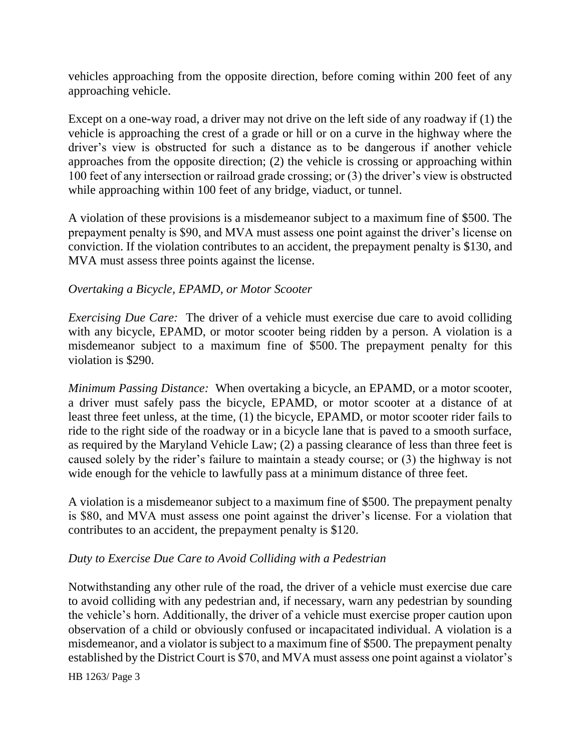vehicles approaching from the opposite direction, before coming within 200 feet of any approaching vehicle.

Except on a one-way road, a driver may not drive on the left side of any roadway if (1) the vehicle is approaching the crest of a grade or hill or on a curve in the highway where the driver's view is obstructed for such a distance as to be dangerous if another vehicle approaches from the opposite direction; (2) the vehicle is crossing or approaching within 100 feet of any intersection or railroad grade crossing; or (3) the driver's view is obstructed while approaching within 100 feet of any bridge, viaduct, or tunnel.

A violation of these provisions is a misdemeanor subject to a maximum fine of $500. The prepayment penalty is $90, and MVA must assess one point against the driver's license on conviction. If the violation contributes to an accident, the prepayment penalty is $130, and MVA must assess three points against the license.

*Overtaking a Bicycle, EPAMD, or Motor Scooter*

*Exercising Due Care:* The driver of a vehicle must exercise due care to avoid colliding with any bicycle, EPAMD, or motor scooter being ridden by a person. A violation is a misdemeanor subject to a maximum fine of $500. The prepayment penalty for this violation is $290.

*Minimum Passing Distance:* When overtaking a bicycle, an EPAMD, or a motor scooter, a driver must safely pass the bicycle, EPAMD, or motor scooter at a distance of at least three feet unless, at the time, (1) the bicycle, EPAMD, or motor scooter rider fails to ride to the right side of the roadway or in a bicycle lane that is paved to a smooth surface, as required by the Maryland Vehicle Law; (2) a passing clearance of less than three feet is caused solely by the rider's failure to maintain a steady course; or (3) the highway is not wide enough for the vehicle to lawfully pass at a minimum distance of three feet.

A violation is a misdemeanor subject to a maximum fine of $500. The prepayment penalty is $80, and MVA must assess one point against the driver's license. For a violation that contributes to an accident, the prepayment penalty is $120.

*Duty to Exercise Due Care to Avoid Colliding with a Pedestrian*

Notwithstanding any other rule of the road, the driver of a vehicle must exercise due care to avoid colliding with any pedestrian and, if necessary, warn any pedestrian by sounding the vehicle's horn. Additionally, the driver of a vehicle must exercise proper caution upon observation of a child or obviously confused or incapacitated individual. A violation is a misdemeanor, and a violator is subject to a maximum fine of $500. The prepayment penalty established by the District Court is $70, and MVA must assess one point against a violator's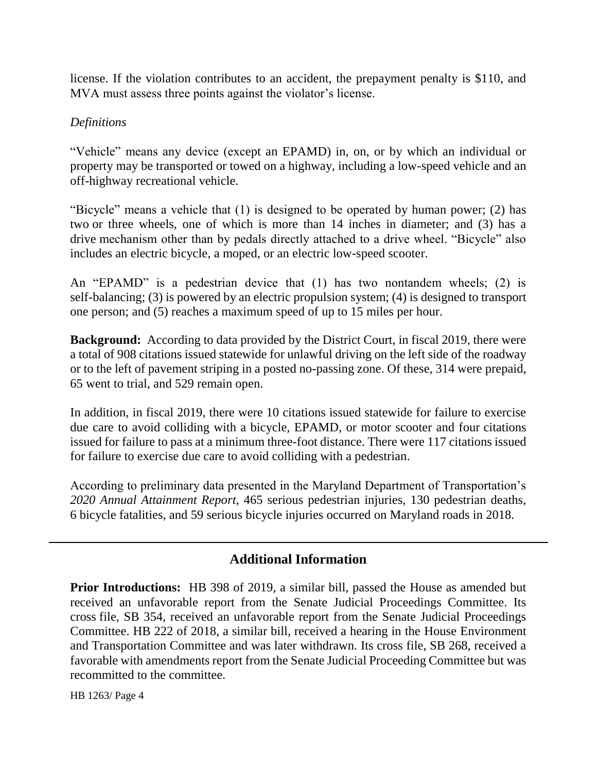license. If the violation contributes to an accident, the prepayment penalty is $110, and MVA must assess three points against the violator's license.

*Definitions*

"Vehicle" means any device (except an EPAMD) in, on, or by which an individual or property may be transported or towed on a highway, including a low-speed vehicle and an off-highway recreational vehicle.

"Bicycle" means a vehicle that (1) is designed to be operated by human power; (2) has two or three wheels, one of which is more than 14 inches in diameter; and (3) has a drive mechanism other than by pedals directly attached to a drive wheel. "Bicycle" also includes an electric bicycle, a moped, or an electric low-speed scooter.

An "EPAMD" is a pedestrian device that (1) has two nontandem wheels; (2) is self-balancing; (3) is powered by an electric propulsion system; (4) is designed to transport one person; and (5) reaches a maximum speed of up to 15 miles per hour.

**Background:** According to data provided by the District Court, in fiscal 2019, there were a total of 908 citations issued statewide for unlawful driving on the left side of the roadway or to the left of pavement striping in a posted no-passing zone. Of these, 314 were prepaid, 65 went to trial, and 529 remain open.

In addition, in fiscal 2019, there were 10 citations issued statewide for failure to exercise due care to avoid colliding with a bicycle, EPAMD, or motor scooter and four citations issued for failure to pass at a minimum three-foot distance. There were 117 citations issued for failure to exercise due care to avoid colliding with a pedestrian.

According to preliminary data presented in the Maryland Department of Transportation's *2020 Annual Attainment Report*, 465 serious pedestrian injuries, 130 pedestrian deaths, 6 bicycle fatalities, and 59 serious bicycle injuries occurred on Maryland roads in 2018.

## Additional Information

**Prior Introductions:** HB 398 of 2019, a similar bill, passed the House as amended but received an unfavorable report from the Senate Judicial Proceedings Committee. Its cross file, SB 354, received an unfavorable report from the Senate Judicial Proceedings Committee. HB 222 of 2018, a similar bill, received a hearing in the House Environment and Transportation Committee and was later withdrawn. Its cross file, SB 268, received a favorable with amendments report from the Senate Judicial Proceeding Committee but was recommitted to the committee.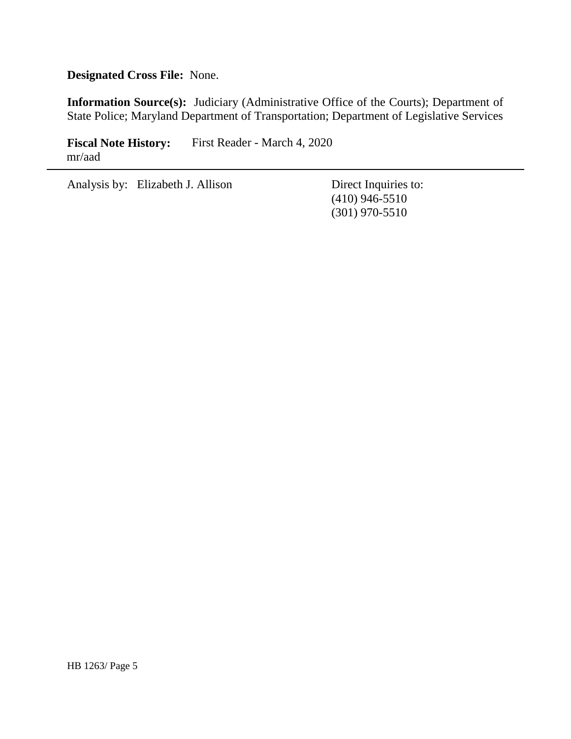**Designated Cross File:** None.

**Information Source(s):** Judiciary (Administrative Office of the Courts); Department of State Police; Maryland Department of Transportation; Department of Legislative Services

**Fiscal Note History:** First Reader - March 4, 2020
mr/aad

---

Analysis by: Elizabeth J. Allison

Direct Inquiries to:
(410) 946-5510
(301) 970-5510